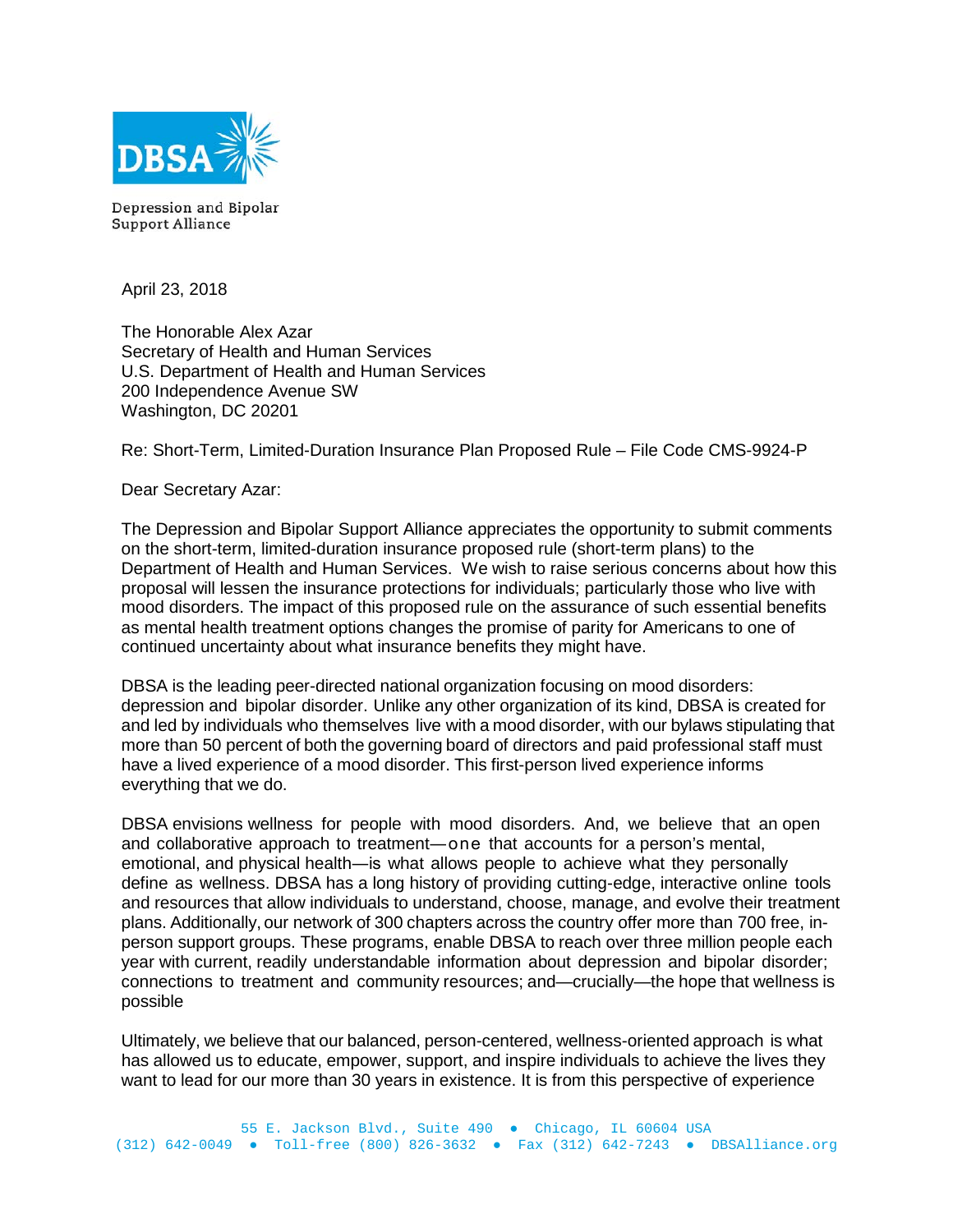DBSA

Depression and Bipolar Support Alliance

April 23, 2018

The Honorable Alex Azar
Secretary of Health and Human Services
U.S. Department of Health and Human Services
200 Independence Avenue SW
Washington, DC 20201

Re: Short-Term, Limited-Duration Insurance Plan Proposed Rule – File Code CMS-9924-P

Dear Secretary Azar:

The Depression and Bipolar Support Alliance appreciates the opportunity to submit comments on the short-term, limited-duration insurance proposed rule (short-term plans) to the Department of Health and Human Services. We wish to raise serious concerns about how this proposal will lessen the insurance protections for individuals; particularly those who live with mood disorders. The impact of this proposed rule on the assurance of such essential benefits as mental health treatment options changes the promise of parity for Americans to one of continued uncertainty about what insurance benefits they might have.

DBSA is the leading peer-directed national organization focusing on mood disorders: depression and bipolar disorder. Unlike any other organization of its kind, DBSA is created for and led by individuals who themselves live with a mood disorder, with our bylaws stipulating that more than 50 percent of both the governing board of directors and paid professional staff must have a lived experience of a mood disorder. This first-person lived experience informs everything that we do.

DBSA envisions wellness for people with mood disorders. And, we believe that an open and collaborative approach to treatment—one that accounts for a person's mental, emotional, and physical health—is what allows people to achieve what they personally define as wellness. DBSA has a long history of providing cutting-edge, interactive online tools and resources that allow individuals to understand, choose, manage, and evolve their treatment plans. Additionally, our network of 300 chapters across the country offer more than 700 free, in-person support groups. These programs, enable DBSA to reach over three million people each year with current, readily understandable information about depression and bipolar disorder; connections to treatment and community resources; and—crucially—the hope that wellness is possible

Ultimately, we believe that our balanced, person-centered, wellness-oriented approach is what has allowed us to educate, empower, support, and inspire individuals to achieve the lives they want to lead for our more than 30 years in existence. It is from this perspective of experience

55 E. Jackson Blvd., Suite 490 ● Chicago, IL 60604 USA
(312) 642-0049 ● Toll-free (800) 826-3632 ● Fax (312) 642-7243 ● DBSAlliance.org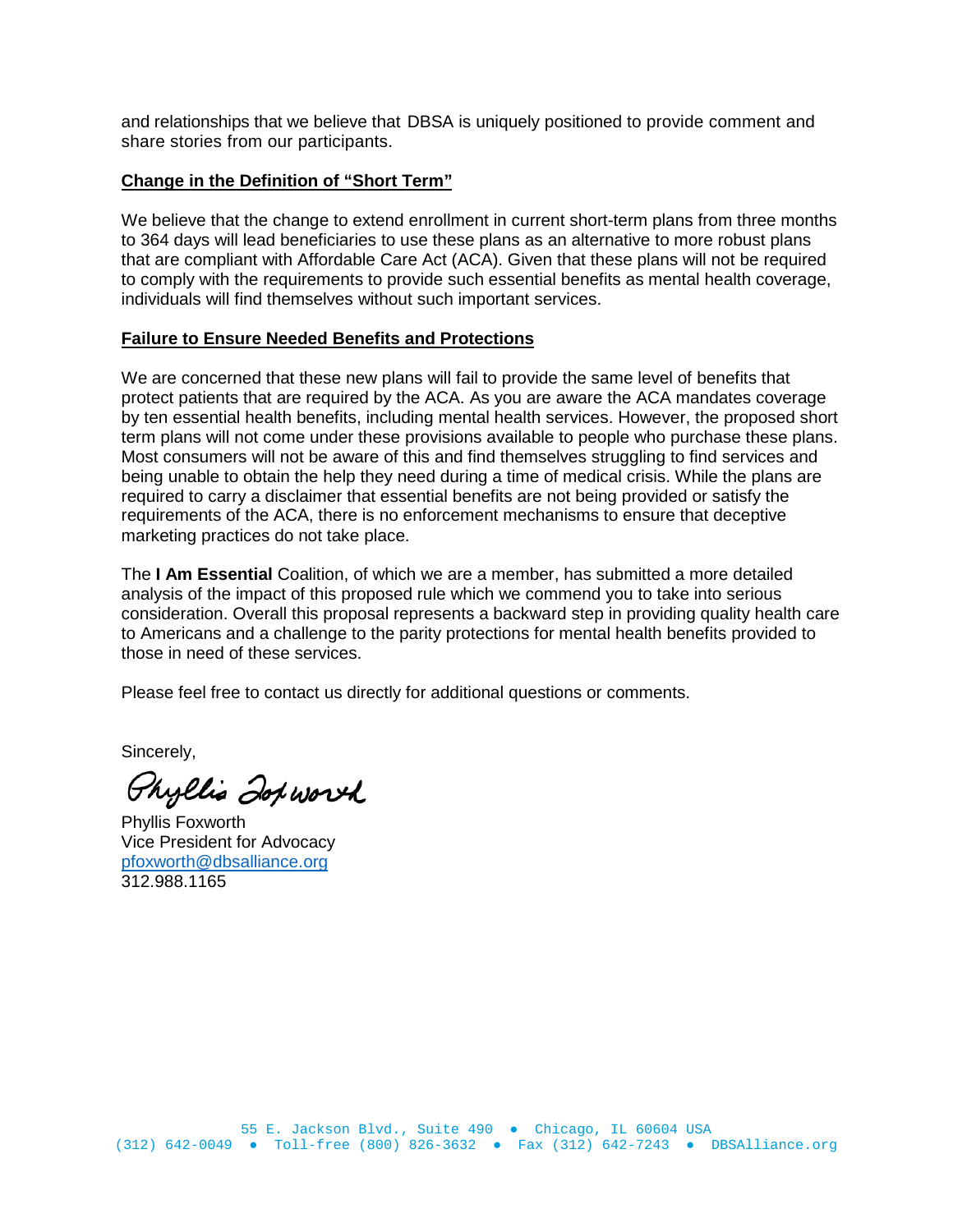and relationships that we believe that DBSA is uniquely positioned to provide comment and share stories from our participants.

**<u>Change in the Definition of "Short Term"</u>**

We believe that the change to extend enrollment in current short-term plans from three months to 364 days will lead beneficiaries to use these plans as an alternative to more robust plans that are compliant with Affordable Care Act (ACA). Given that these plans will not be required to comply with the requirements to provide such essential benefits as mental health coverage, individuals will find themselves without such important services.

**<u>Failure to Ensure Needed Benefits and Protections</u>**

We are concerned that these new plans will fail to provide the same level of benefits that protect patients that are required by the ACA. As you are aware the ACA mandates coverage by ten essential health benefits, including mental health services. However, the proposed short term plans will not come under these provisions available to people who purchase these plans. Most consumers will not be aware of this and find themselves struggling to find services and being unable to obtain the help they need during a time of medical crisis. While the plans are required to carry a disclaimer that essential benefits are not being provided or satisfy the requirements of the ACA, there is no enforcement mechanisms to ensure that deceptive marketing practices do not take place.

The **I Am Essential** Coalition, of which we are a member, has submitted a more detailed analysis of the impact of this proposed rule which we commend you to take into serious consideration. Overall this proposal represents a backward step in providing quality health care to Americans and a challenge to the parity protections for mental health benefits provided to those in need of these services.

Please feel free to contact us directly for additional questions or comments.

Sincerely,

Phyllis Foxworth

Phyllis Foxworth
Vice President for Advocacy
pfoxworth@dbsalliance.org
312.988.1165

55 E. Jackson Blvd., Suite 490 ● Chicago, IL 60604 USA
(312) 642-0049 ● Toll-free (800) 826-3632 ● Fax (312) 642-7243 ● DBSAlliance.org